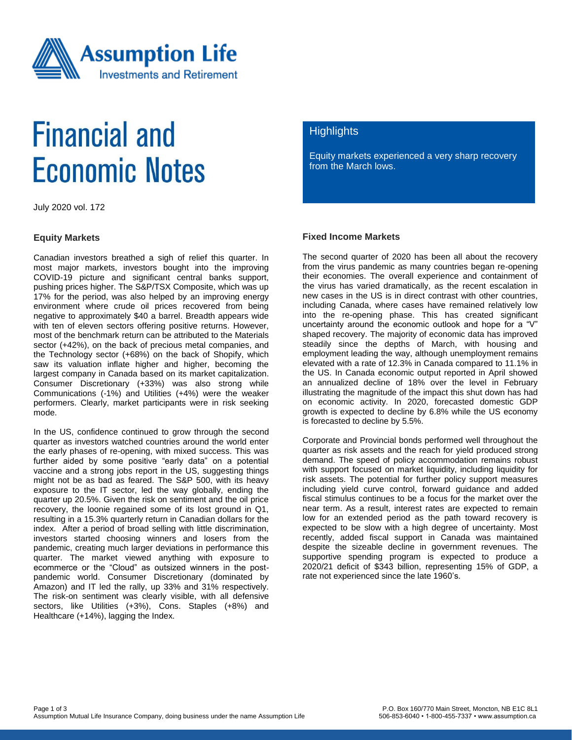# Financial and Economic Notes

July 2020 vol. 172

## Highlights

Equity markets experienced a very sharp recovery from the March lows.

### Equity Markets

Canadian investors breathed a sigh of relief this quarter. In most major markets, investors bought into the improving COVID-19 picture and significant central banks support, pushing prices higher. The S&P/TSX Composite, which was up 17% for the period, was also helped by an improving energy environment where crude oil prices recovered from being negative to approximately $40 a barrel. Breadth appears wide with ten of eleven sectors offering positive returns. However, most of the benchmark return can be attributed to the Materials sector (+42%), on the back of precious metal companies, and the Technology sector (+68%) on the back of Shopify, which saw its valuation inflate higher and higher, becoming the largest company in Canada based on its market capitalization. Consumer Discretionary (+33%) was also strong while Communications (-1%) and Utilities (+4%) were the weaker performers. Clearly, market participants were in risk seeking mode.

In the US, confidence continued to grow through the second quarter as investors watched countries around the world enter the early phases of re-opening, with mixed success. This was further aided by some positive "early data" on a potential vaccine and a strong jobs report in the US, suggesting things might not be as bad as feared. The S&P 500, with its heavy exposure to the IT sector, led the way globally, ending the quarter up 20.5%. Given the risk on sentiment and the oil price recovery, the loonie regained some of its lost ground in Q1, resulting in a 15.3% quarterly return in Canadian dollars for the index. After a period of broad selling with little discrimination, investors started choosing winners and losers from the pandemic, creating much larger deviations in performance this quarter. The market viewed anything with exposure to ecommerce or the "Cloud" as outsized winners in the post-pandemic world. Consumer Discretionary (dominated by Amazon) and IT led the rally, up 33% and 31% respectively. The risk-on sentiment was clearly visible, with all defensive sectors, like Utilities (+3%), Cons. Staples (+8%) and Healthcare (+14%), lagging the Index.

### Fixed Income Markets

The second quarter of 2020 has been all about the recovery from the virus pandemic as many countries began re-opening their economies. The overall experience and containment of the virus has varied dramatically, as the recent escalation in new cases in the US is in direct contrast with other countries, including Canada, where cases have remained relatively low into the re-opening phase. This has created significant uncertainty around the economic outlook and hope for a "V" shaped recovery. The majority of economic data has improved steadily since the depths of March, with housing and employment leading the way, although unemployment remains elevated with a rate of 12.3% in Canada compared to 11.1% in the US. In Canada economic output reported in April showed an annualized decline of 18% over the level in February illustrating the magnitude of the impact this shut down has had on economic activity. In 2020, forecasted domestic GDP growth is expected to decline by 6.8% while the US economy is forecasted to decline by 5.5%.

Corporate and Provincial bonds performed well throughout the quarter as risk assets and the reach for yield produced strong demand. The speed of policy accommodation remains robust with support focused on market liquidity, including liquidity for risk assets. The potential for further policy support measures including yield curve control, forward guidance and added fiscal stimulus continues to be a focus for the market over the near term. As a result, interest rates are expected to remain low for an extended period as the path toward recovery is expected to be slow with a high degree of uncertainty. Most recently, added fiscal support in Canada was maintained despite the sizeable decline in government revenues. The supportive spending program is expected to produce a 2020/21 deficit of $343 billion, representing 15% of GDP, a rate not experienced since the late 1960's.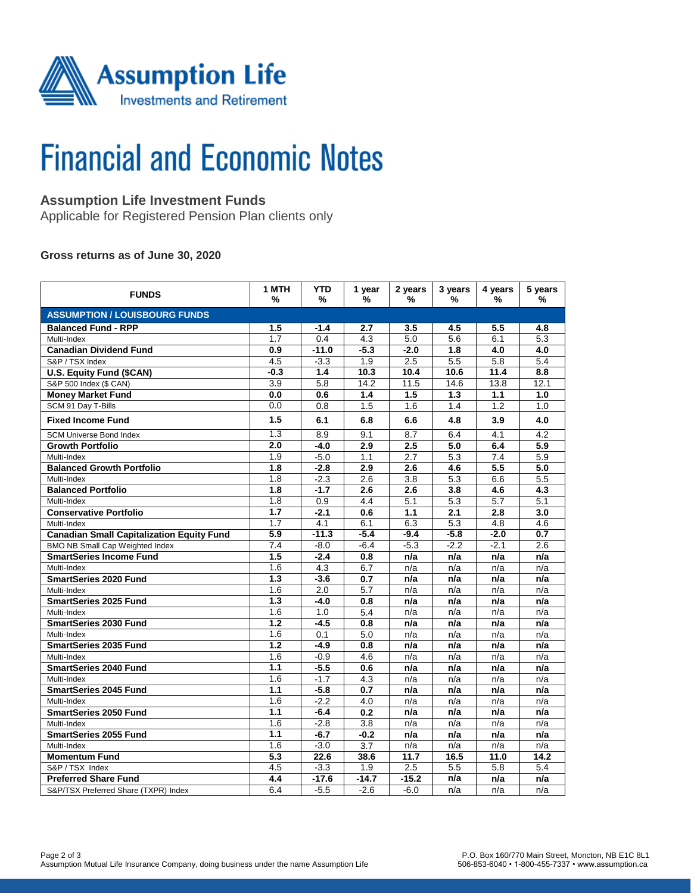# Financial and Economic Notes

## Assumption Life Investment Funds

Applicable for Registered Pension Plan clients only

### Gross returns as of June 30, 2020

| FUNDS | 1 MTH % | YTD % | 1 year % | 2 years % | 3 years % | 4 years % | 5 years % |
|---|---|---|---|---|---|---|---|
| **ASSUMPTION / LOUISBOURG FUNDS** | | | | | | | |
| **Balanced Fund - RPP** | **1.5** | **-1.4** | **2.7** | **3.5** | **4.5** | **5.5** | **4.8** |
| Multi-Index | 1.7 | 0.4 | 4.3 | 5.0 | 5.6 | 6.1 | 5.3 |
| **Canadian Dividend Fund** | **0.9** | **-11.0** | **-5.3** | **-2.0** | **1.8** | **4.0** | **4.0** |
| S&P / TSX Index | 4.5 | -3.3 | 1.9 | 2.5 | 5.5 | 5.8 | 5.4 |
| **U.S. Equity Fund ($CAN)** | **-0.3** | **1.4** | **10.3** | **10.4** | **10.6** | **11.4** | **8.8** |
| S&P 500 Index ($ CAN) | 3.9 | 5.8 | 14.2 | 11.5 | 14.6 | 13.8 | 12.1 |
| **Money Market Fund** | **0.0** | **0.6** | **1.4** | **1.5** | **1.3** | **1.1** | **1.0** |
| SCM 91 Day T-Bills | 0.0 | 0.8 | 1.5 | 1.6 | 1.4 | 1.2 | 1.0 |
| **Fixed Income Fund** | **1.5** | **6.1** | **6.8** | **6.6** | **4.8** | **3.9** | **4.0** |
| SCM Universe Bond Index | 1.3 | 8.9 | 9.1 | 8.7 | 6.4 | 4.1 | 4.2 |
| **Growth Portfolio** | **2.0** | **-4.0** | **2.9** | **2.5** | **5.0** | **6.4** | **5.9** |
| Multi-Index | 1.9 | -5.0 | 1.1 | 2.7 | 5.3 | 7.4 | 5.9 |
| **Balanced Growth Portfolio** | **1.8** | **-2.8** | **2.9** | **2.6** | **4.6** | **5.5** | **5.0** |
| Multi-Index | 1.8 | -2.3 | 2.6 | 3.8 | 5.3 | 6.6 | 5.5 |
| **Balanced Portfolio** | **1.8** | **-1.7** | **2.6** | **2.6** | **3.8** | **4.6** | **4.3** |
| Multi-Index | 1.8 | 0.9 | 4.4 | 5.1 | 5.3 | 5.7 | 5.1 |
| **Conservative Portfolio** | **1.7** | **-2.1** | **0.6** | **1.1** | **2.1** | **2.8** | **3.0** |
| Multi-Index | 1.7 | 4.1 | 6.1 | 6.3 | 5.3 | 4.8 | 4.6 |
| **Canadian Small Capitalization Equity Fund** | **5.9** | **-11.3** | **-5.4** | **-9.4** | **-5.8** | **-2.0** | **0.7** |
| BMO NB Small Cap Weighted Index | 7.4 | -8.0 | -6.4 | -5.3 | -2.2 | -2.1 | 2.6 |
| **SmartSeries Income Fund** | **1.5** | **-2.4** | **0.8** | **n/a** | **n/a** | **n/a** | **n/a** |
| Multi-Index | 1.6 | 4.3 | 6.7 | n/a | n/a | n/a | n/a |
| **SmartSeries 2020 Fund** | **1.3** | **-3.6** | **0.7** | **n/a** | **n/a** | **n/a** | **n/a** |
| Multi-Index | 1.6 | 2.0 | 5.7 | n/a | n/a | n/a | n/a |
| **SmartSeries 2025 Fund** | **1.3** | **-4.0** | **0.8** | **n/a** | **n/a** | **n/a** | **n/a** |
| Multi-Index | 1.6 | 1.0 | 5.4 | n/a | n/a | n/a | n/a |
| **SmartSeries 2030 Fund** | **1.2** | **-4.5** | **0.8** | **n/a** | **n/a** | **n/a** | **n/a** |
| Multi-Index | 1.6 | 0.1 | 5.0 | n/a | n/a | n/a | n/a |
| **SmartSeries 2035 Fund** | **1.2** | **-4.9** | **0.8** | **n/a** | **n/a** | **n/a** | **n/a** |
| Multi-Index | 1.6 | -0.9 | 4.6 | n/a | n/a | n/a | n/a |
| **SmartSeries 2040 Fund** | **1.1** | **-5.5** | **0.6** | **n/a** | **n/a** | **n/a** | **n/a** |
| Multi-Index | 1.6 | -1.7 | 4.3 | n/a | n/a | n/a | n/a |
| **SmartSeries 2045 Fund** | **1.1** | **-5.8** | **0.7** | **n/a** | **n/a** | **n/a** | **n/a** |
| Multi-Index | 1.6 | -2.2 | 4.0 | n/a | n/a | n/a | n/a |
| **SmartSeries 2050 Fund** | **1.1** | **-6.4** | **0.2** | **n/a** | **n/a** | **n/a** | **n/a** |
| Multi-Index | 1.6 | -2.8 | 3.8 | n/a | n/a | n/a | n/a |
| **SmartSeries 2055 Fund** | **1.1** | **-6.7** | **-0.2** | **n/a** | **n/a** | **n/a** | **n/a** |
| Multi-Index | 1.6 | -3.0 | 3.7 | n/a | n/a | n/a | n/a |
| **Momentum Fund** | **5.3** | **22.6** | **38.6** | **11.7** | **16.5** | **11.0** | **14.2** |
| S&P / TSX Index | 4.5 | -3.3 | 1.9 | 2.5 | 5.5 | 5.8 | 5.4 |
| **Preferred Share Fund** | **4.4** | **-17.6** | **-14.7** | **-15.2** | **n/a** | **n/a** | **n/a** |
| S&P/TSX Preferred Share (TXPR) Index | 6.4 | -5.5 | -2.6 | -6.0 | n/a | n/a | n/a |

Assumption Mutual Life Insurance Company, doing business under the name Assumption Life

P.O. Box 160/770 Main Street, Moncton, NB E1C 8L1
506-853-6040 • 1-800-455-7337 • www.assumption.ca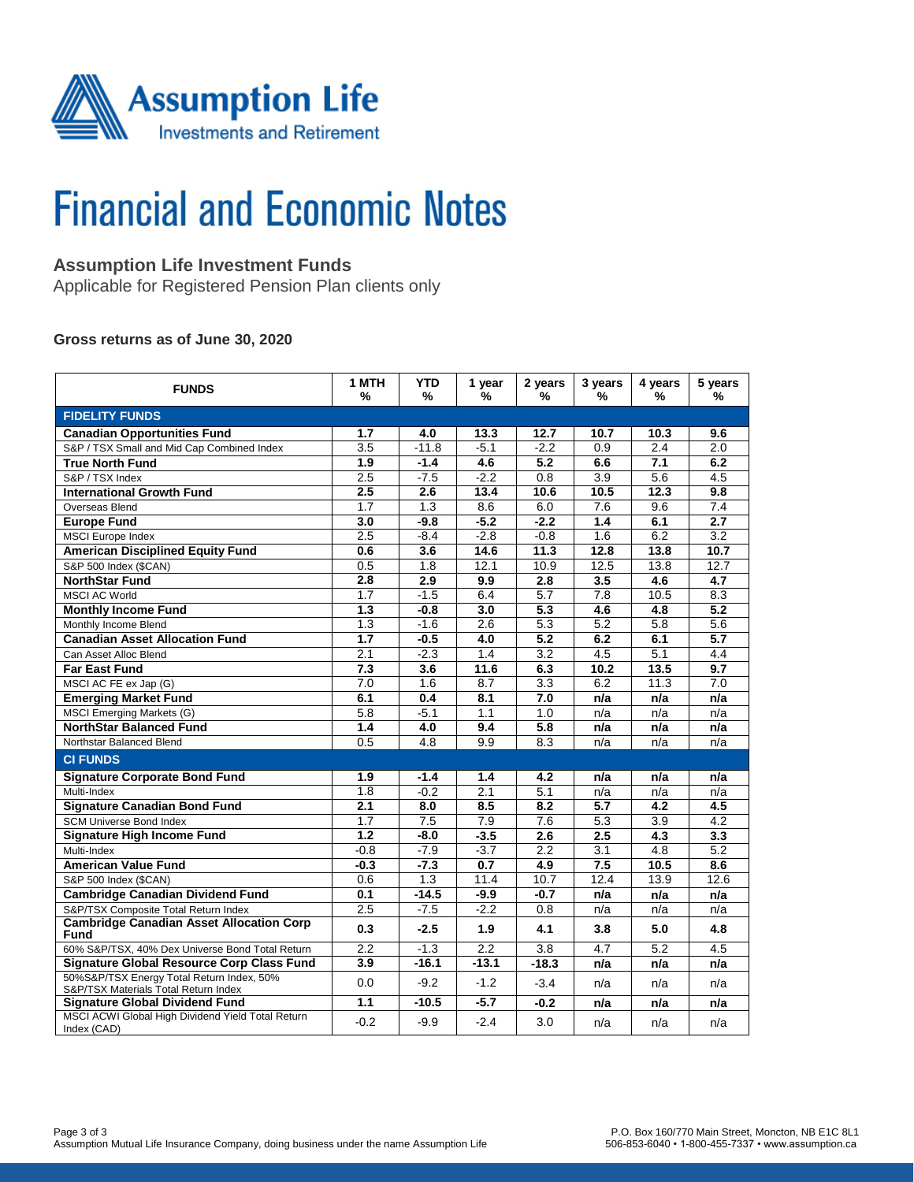# Financial and Economic Notes

## Assumption Life Investment Funds

Applicable for Registered Pension Plan clients only

### Gross returns as of June 30, 2020

| FUNDS | 1 MTH % | YTD % | 1 year % | 2 years % | 3 years % | 4 years % | 5 years % |
|---|---|---|---|---|---|---|---|
| **FIDELITY FUNDS** | | | | | | | |
| **Canadian Opportunities Fund** | **1.7** | **4.0** | **13.3** | **12.7** | **10.7** | **10.3** | **9.6** |
| S&P / TSX Small and Mid Cap Combined Index | 3.5 | -11.8 | -5.1 | -2.2 | 0.9 | 2.4 | 2.0 |
| **True North Fund** | **1.9** | **-1.4** | **4.6** | **5.2** | **6.6** | **7.1** | **6.2** |
| S&P / TSX Index | 2.5 | -7.5 | -2.2 | 0.8 | 3.9 | 5.6 | 4.5 |
| **International Growth Fund** | **2.5** | **2.6** | **13.4** | **10.6** | **10.5** | **12.3** | **9.8** |
| Overseas Blend | 1.7 | 1.3 | 8.6 | 6.0 | 7.6 | 9.6 | 7.4 |
| **Europe Fund** | **3.0** | **-9.8** | **-5.2** | **-2.2** | **1.4** | **6.1** | **2.7** |
| MSCI Europe Index | 2.5 | -8.4 | -2.8 | -0.8 | 1.6 | 6.2 | 3.2 |
| **American Disciplined Equity Fund** | **0.6** | **3.6** | **14.6** | **11.3** | **12.8** | **13.8** | **10.7** |
| S&P 500 Index ($CAN) | 0.5 | 1.8 | 12.1 | 10.9 | 12.5 | 13.8 | 12.7 |
| **NorthStar Fund** | **2.8** | **2.9** | **9.9** | **2.8** | **3.5** | **4.6** | **4.7** |
| MSCI AC World | 1.7 | -1.5 | 6.4 | 5.7 | 7.8 | 10.5 | 8.3 |
| **Monthly Income Fund** | **1.3** | **-0.8** | **3.0** | **5.3** | **4.6** | **4.8** | **5.2** |
| Monthly Income Blend | 1.3 | -1.6 | 2.6 | 5.3 | 5.2 | 5.8 | 5.6 |
| **Canadian Asset Allocation Fund** | **1.7** | **-0.5** | **4.0** | **5.2** | **6.2** | **6.1** | **5.7** |
| Can Asset Alloc Blend | 2.1 | -2.3 | 1.4 | 3.2 | 4.5 | 5.1 | 4.4 |
| **Far East Fund** | **7.3** | **3.6** | **11.6** | **6.3** | **10.2** | **13.5** | **9.7** |
| MSCI AC FE ex Jap (G) | 7.0 | 1.6 | 8.7 | 3.3 | 6.2 | 11.3 | 7.0 |
| **Emerging Market Fund** | **6.1** | **0.4** | **8.1** | **7.0** | **n/a** | **n/a** | **n/a** |
| MSCI Emerging Markets (G) | 5.8 | -5.1 | 1.1 | 1.0 | n/a | n/a | n/a |
| **NorthStar Balanced Fund** | **1.4** | **4.0** | **9.4** | **5.8** | **n/a** | **n/a** | **n/a** |
| Northstar Balanced Blend | 0.5 | 4.8 | 9.9 | 8.3 | n/a | n/a | n/a |
| **CI FUNDS** | | | | | | | |
| **Signature Corporate Bond Fund** | **1.9** | **-1.4** | **1.4** | **4.2** | **n/a** | **n/a** | **n/a** |
| Multi-Index | 1.8 | -0.2 | 2.1 | 5.1 | n/a | n/a | n/a |
| **Signature Canadian Bond Fund** | **2.1** | **8.0** | **8.5** | **8.2** | **5.7** | **4.2** | **4.5** |
| SCM Universe Bond Index | 1.7 | 7.5 | 7.9 | 7.6 | 5.3 | 3.9 | 4.2 |
| **Signature High Income Fund** | **1.2** | **-8.0** | **-3.5** | **2.6** | **2.5** | **4.3** | **3.3** |
| Multi-Index | -0.8 | -7.9 | -3.7 | 2.2 | 3.1 | 4.8 | 5.2 |
| **American Value Fund** | **-0.3** | **-7.3** | **0.7** | **4.9** | **7.5** | **10.5** | **8.6** |
| S&P 500 Index ($CAN) | 0.6 | 1.3 | 11.4 | 10.7 | 12.4 | 13.9 | 12.6 |
| **Cambridge Canadian Dividend Fund** | **0.1** | **-14.5** | **-9.9** | **-0.7** | **n/a** | **n/a** | **n/a** |
| S&P/TSX Composite Total Return Index | 2.5 | -7.5 | -2.2 | 0.8 | n/a | n/a | n/a |
| **Cambridge Canadian Asset Allocation Corp Fund** | **0.3** | **-2.5** | **1.9** | **4.1** | **3.8** | **5.0** | **4.8** |
| 60% S&P/TSX, 40% Dex Universe Bond Total Return | 2.2 | -1.3 | 2.2 | 3.8 | 4.7 | 5.2 | 4.5 |
| **Signature Global Resource Corp Class Fund** | **3.9** | **-16.1** | **-13.1** | **-18.3** | **n/a** | **n/a** | **n/a** |
| 50%S&P/TSX Energy Total Return Index, 50% S&P/TSX Materials Total Return Index | 0.0 | -9.2 | -1.2 | -3.4 | n/a | n/a | n/a |
| **Signature Global Dividend Fund** | **1.1** | **-10.5** | **-5.7** | **-0.2** | **n/a** | **n/a** | **n/a** |
| MSCI ACWI Global High Dividend Yield Total Return Index (CAD) | -0.2 | -9.9 | -2.4 | 3.0 | n/a | n/a | n/a |

Assumption Mutual Life Insurance Company, doing business under the name Assumption Life

P.O. Box 160/770 Main Street, Moncton, NB E1C 8L1
506-853-6040 • 1-800-455-7337 • www.assumption.ca